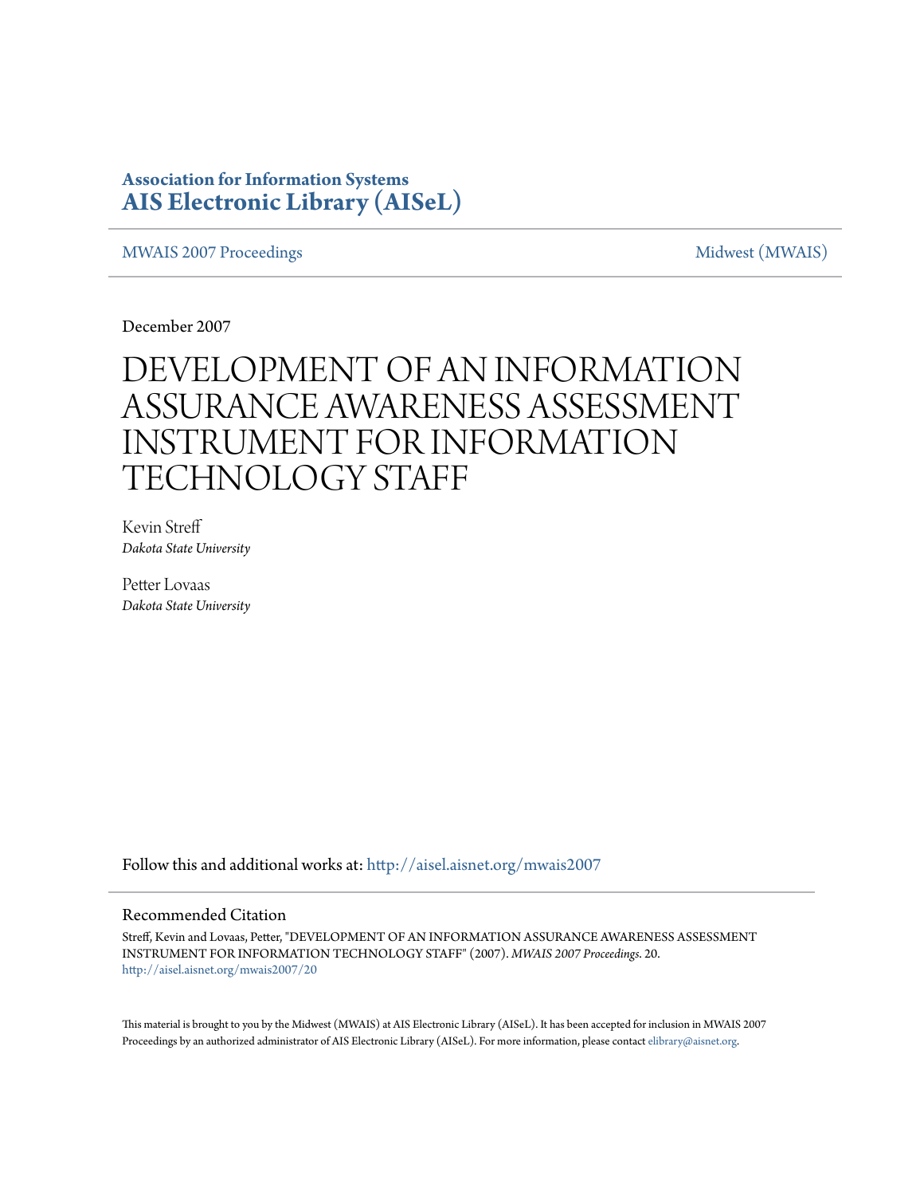**Association for Information Systems**
**AIS Electronic Library (AISeL)**

MWAIS 2007 Proceedings | Midwest (MWAIS)

December 2007

# DEVELOPMENT OF AN INFORMATION ASSURANCE AWARENESS ASSESSMENT INSTRUMENT FOR INFORMATION TECHNOLOGY STAFF

Kevin Streff
*Dakota State University*

Petter Lovaas
*Dakota State University*

Follow this and additional works at: http://aisel.aisnet.org/mwais2007

## Recommended Citation

Streff, Kevin and Lovaas, Petter, "DEVELOPMENT OF AN INFORMATION ASSURANCE AWARENESS ASSESSMENT INSTRUMENT FOR INFORMATION TECHNOLOGY STAFF" (2007). *MWAIS 2007 Proceedings*. 20.
http://aisel.aisnet.org/mwais2007/20

This material is brought to you by the Midwest (MWAIS) at AIS Electronic Library (AISeL). It has been accepted for inclusion in MWAIS 2007 Proceedings by an authorized administrator of AIS Electronic Library (AISeL). For more information, please contact elibrary@aisnet.org.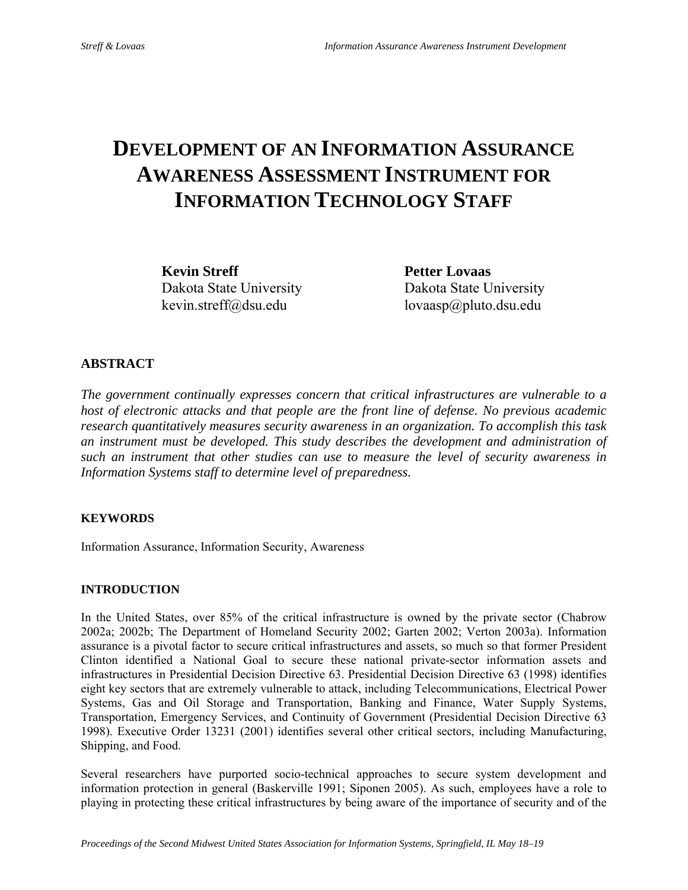# DEVELOPMENT OF AN INFORMATION ASSURANCE AWARENESS ASSESSMENT INSTRUMENT FOR INFORMATION TECHNOLOGY STAFF

**Kevin Streff**
Dakota State University
kevin.streff@dsu.edu

**Petter Lovaas**
Dakota State University
lovaasp@pluto.dsu.edu

## ABSTRACT

*The government continually expresses concern that critical infrastructures are vulnerable to a host of electronic attacks and that people are the front line of defense. No previous academic research quantitatively measures security awareness in an organization. To accomplish this task an instrument must be developed. This study describes the development and administration of such an instrument that other studies can use to measure the level of security awareness in Information Systems staff to determine level of preparedness.*

### KEYWORDS

Information Assurance, Information Security, Awareness

### INTRODUCTION

In the United States, over 85% of the critical infrastructure is owned by the private sector (Chabrow 2002a; 2002b; The Department of Homeland Security 2002; Garten 2002; Verton 2003a). Information assurance is a pivotal factor to secure critical infrastructures and assets, so much so that former President Clinton identified a National Goal to secure these national private-sector information assets and infrastructures in Presidential Decision Directive 63. Presidential Decision Directive 63 (1998) identifies eight key sectors that are extremely vulnerable to attack, including Telecommunications, Electrical Power Systems, Gas and Oil Storage and Transportation, Banking and Finance, Water Supply Systems, Transportation, Emergency Services, and Continuity of Government (Presidential Decision Directive 63 1998). Executive Order 13231 (2001) identifies several other critical sectors, including Manufacturing, Shipping, and Food.

Several researchers have purported socio-technical approaches to secure system development and information protection in general (Baskerville 1991; Siponen 2005). As such, employees have a role to playing in protecting these critical infrastructures by being aware of the importance of security and of the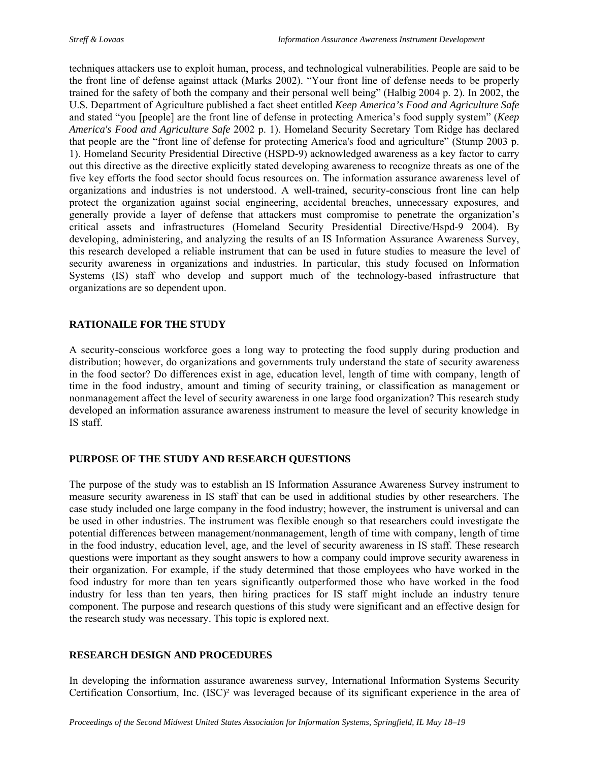techniques attackers use to exploit human, process, and technological vulnerabilities. People are said to be the front line of defense against attack (Marks 2002). "Your front line of defense needs to be properly trained for the safety of both the company and their personal well being" (Halbig 2004 p. 2). In 2002, the U.S. Department of Agriculture published a fact sheet entitled *Keep America's Food and Agriculture Safe* and stated "you [people] are the front line of defense in protecting America's food supply system" (*Keep America's Food and Agriculture Safe* 2002 p. 1). Homeland Security Secretary Tom Ridge has declared that people are the "front line of defense for protecting America's food and agriculture" (Stump 2003 p. 1). Homeland Security Presidential Directive (HSPD-9) acknowledged awareness as a key factor to carry out this directive as the directive explicitly stated developing awareness to recognize threats as one of the five key efforts the food sector should focus resources on. The information assurance awareness level of organizations and industries is not understood. A well-trained, security-conscious front line can help protect the organization against social engineering, accidental breaches, unnecessary exposures, and generally provide a layer of defense that attackers must compromise to penetrate the organization's critical assets and infrastructures (Homeland Security Presidential Directive/Hspd-9 2004). By developing, administering, and analyzing the results of an IS Information Assurance Awareness Survey, this research developed a reliable instrument that can be used in future studies to measure the level of security awareness in organizations and industries. In particular, this study focused on Information Systems (IS) staff who develop and support much of the technology-based infrastructure that organizations are so dependent upon.

## RATIONAILE FOR THE STUDY

A security-conscious workforce goes a long way to protecting the food supply during production and distribution; however, do organizations and governments truly understand the state of security awareness in the food sector? Do differences exist in age, education level, length of time with company, length of time in the food industry, amount and timing of security training, or classification as management or nonmanagement affect the level of security awareness in one large food organization? This research study developed an information assurance awareness instrument to measure the level of security knowledge in IS staff.

## PURPOSE OF THE STUDY AND RESEARCH QUESTIONS

The purpose of the study was to establish an IS Information Assurance Awareness Survey instrument to measure security awareness in IS staff that can be used in additional studies by other researchers. The case study included one large company in the food industry; however, the instrument is universal and can be used in other industries. The instrument was flexible enough so that researchers could investigate the potential differences between management/nonmanagement, length of time with company, length of time in the food industry, education level, age, and the level of security awareness in IS staff. These research questions were important as they sought answers to how a company could improve security awareness in their organization. For example, if the study determined that those employees who have worked in the food industry for more than ten years significantly outperformed those who have worked in the food industry for less than ten years, then hiring practices for IS staff might include an industry tenure component. The purpose and research questions of this study were significant and an effective design for the research study was necessary. This topic is explored next.

## RESEARCH DESIGN AND PROCEDURES

In developing the information assurance awareness survey, International Information Systems Security Certification Consortium, Inc. (ISC)² was leveraged because of its significant experience in the area of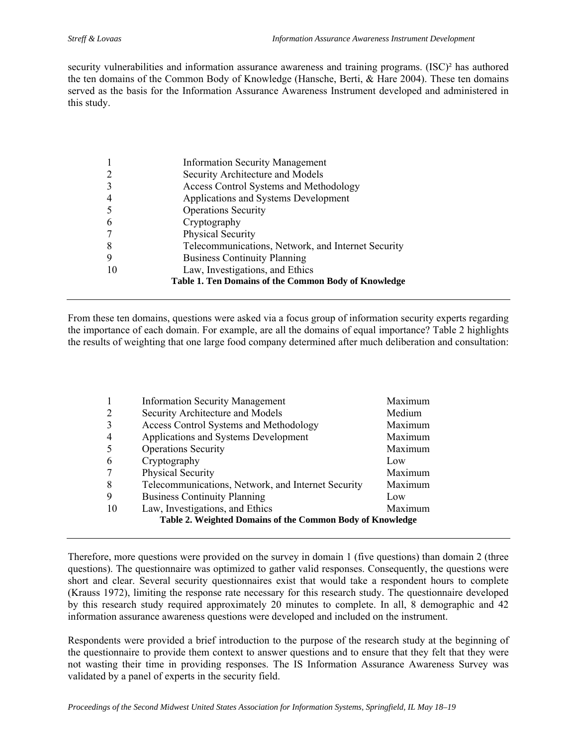security vulnerabilities and information assurance awareness and training programs. (ISC)² has authored the ten domains of the Common Body of Knowledge (Hansche, Berti, & Hare 2004). These ten domains served as the basis for the Information Assurance Awareness Instrument developed and administered in this study.

| | |
|---|---|
| 1 | Information Security Management |
| 2 | Security Architecture and Models |
| 3 | Access Control Systems and Methodology |
| 4 | Applications and Systems Development |
| 5 | Operations Security |
| 6 | Cryptography |
| 7 | Physical Security |
| 8 | Telecommunications, Network, and Internet Security |
| 9 | Business Continuity Planning |
| 10 | Law, Investigations, and Ethics |

**Table 1. Ten Domains of the Common Body of Knowledge**

From these ten domains, questions were asked via a focus group of information security experts regarding the importance of each domain. For example, are all the domains of equal importance? Table 2 highlights the results of weighting that one large food company determined after much deliberation and consultation:

| | | |
|---|---|---|
| 1 | Information Security Management | Maximum |
| 2 | Security Architecture and Models | Medium |
| 3 | Access Control Systems and Methodology | Maximum |
| 4 | Applications and Systems Development | Maximum |
| 5 | Operations Security | Maximum |
| 6 | Cryptography | Low |
| 7 | Physical Security | Maximum |
| 8 | Telecommunications, Network, and Internet Security | Maximum |
| 9 | Business Continuity Planning | Low |
| 10 | Law, Investigations, and Ethics | Maximum |

**Table 2. Weighted Domains of the Common Body of Knowledge**

Therefore, more questions were provided on the survey in domain 1 (five questions) than domain 2 (three questions). The questionnaire was optimized to gather valid responses. Consequently, the questions were short and clear. Several security questionnaires exist that would take a respondent hours to complete (Krauss 1972), limiting the response rate necessary for this research study. The questionnaire developed by this research study required approximately 20 minutes to complete. In all, 8 demographic and 42 information assurance awareness questions were developed and included on the instrument.

Respondents were provided a brief introduction to the purpose of the research study at the beginning of the questionnaire to provide them context to answer questions and to ensure that they felt that they were not wasting their time in providing responses. The IS Information Assurance Awareness Survey was validated by a panel of experts in the security field.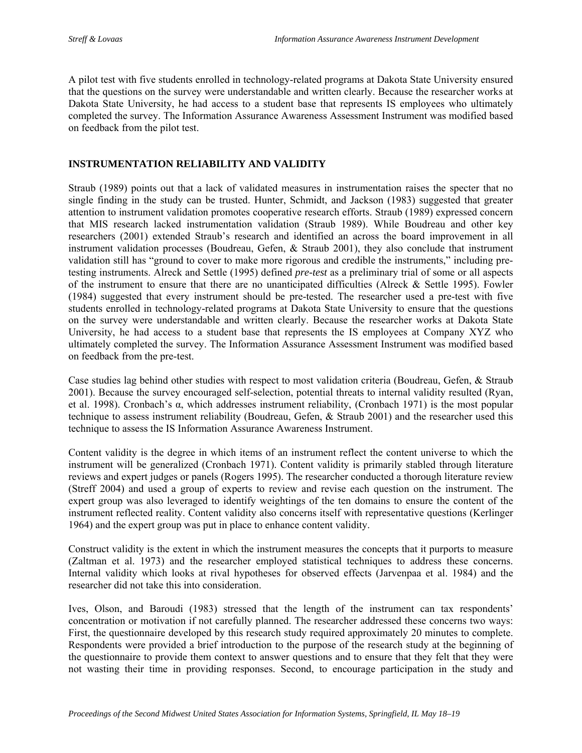A pilot test with five students enrolled in technology-related programs at Dakota State University ensured that the questions on the survey were understandable and written clearly. Because the researcher works at Dakota State University, he had access to a student base that represents IS employees who ultimately completed the survey. The Information Assurance Awareness Assessment Instrument was modified based on feedback from the pilot test.

## INSTRUMENTATION RELIABILITY AND VALIDITY

Straub (1989) points out that a lack of validated measures in instrumentation raises the specter that no single finding in the study can be trusted. Hunter, Schmidt, and Jackson (1983) suggested that greater attention to instrument validation promotes cooperative research efforts. Straub (1989) expressed concern that MIS research lacked instrumentation validation (Straub 1989). While Boudreau and other key researchers (2001) extended Straub's research and identified an across the board improvement in all instrument validation processes (Boudreau, Gefen, & Straub 2001), they also conclude that instrument validation still has "ground to cover to make more rigorous and credible the instruments," including pre-testing instruments. Alreck and Settle (1995) defined *pre-test* as a preliminary trial of some or all aspects of the instrument to ensure that there are no unanticipated difficulties (Alreck & Settle 1995). Fowler (1984) suggested that every instrument should be pre-tested. The researcher used a pre-test with five students enrolled in technology-related programs at Dakota State University to ensure that the questions on the survey were understandable and written clearly. Because the researcher works at Dakota State University, he had access to a student base that represents the IS employees at Company XYZ who ultimately completed the survey. The Information Assurance Assessment Instrument was modified based on feedback from the pre-test.

Case studies lag behind other studies with respect to most validation criteria (Boudreau, Gefen, & Straub 2001). Because the survey encouraged self-selection, potential threats to internal validity resulted (Ryan, et al. 1998). Cronbach's α, which addresses instrument reliability, (Cronbach 1971) is the most popular technique to assess instrument reliability (Boudreau, Gefen, & Straub 2001) and the researcher used this technique to assess the IS Information Assurance Awareness Instrument.

Content validity is the degree in which items of an instrument reflect the content universe to which the instrument will be generalized (Cronbach 1971). Content validity is primarily stabled through literature reviews and expert judges or panels (Rogers 1995). The researcher conducted a thorough literature review (Streff 2004) and used a group of experts to review and revise each question on the instrument. The expert group was also leveraged to identify weightings of the ten domains to ensure the content of the instrument reflected reality. Content validity also concerns itself with representative questions (Kerlinger 1964) and the expert group was put in place to enhance content validity.

Construct validity is the extent in which the instrument measures the concepts that it purports to measure (Zaltman et al. 1973) and the researcher employed statistical techniques to address these concerns. Internal validity which looks at rival hypotheses for observed effects (Jarvenpaa et al. 1984) and the researcher did not take this into consideration.

Ives, Olson, and Baroudi (1983) stressed that the length of the instrument can tax respondents' concentration or motivation if not carefully planned. The researcher addressed these concerns two ways: First, the questionnaire developed by this research study required approximately 20 minutes to complete. Respondents were provided a brief introduction to the purpose of the research study at the beginning of the questionnaire to provide them context to answer questions and to ensure that they felt that they were not wasting their time in providing responses. Second, to encourage participation in the study and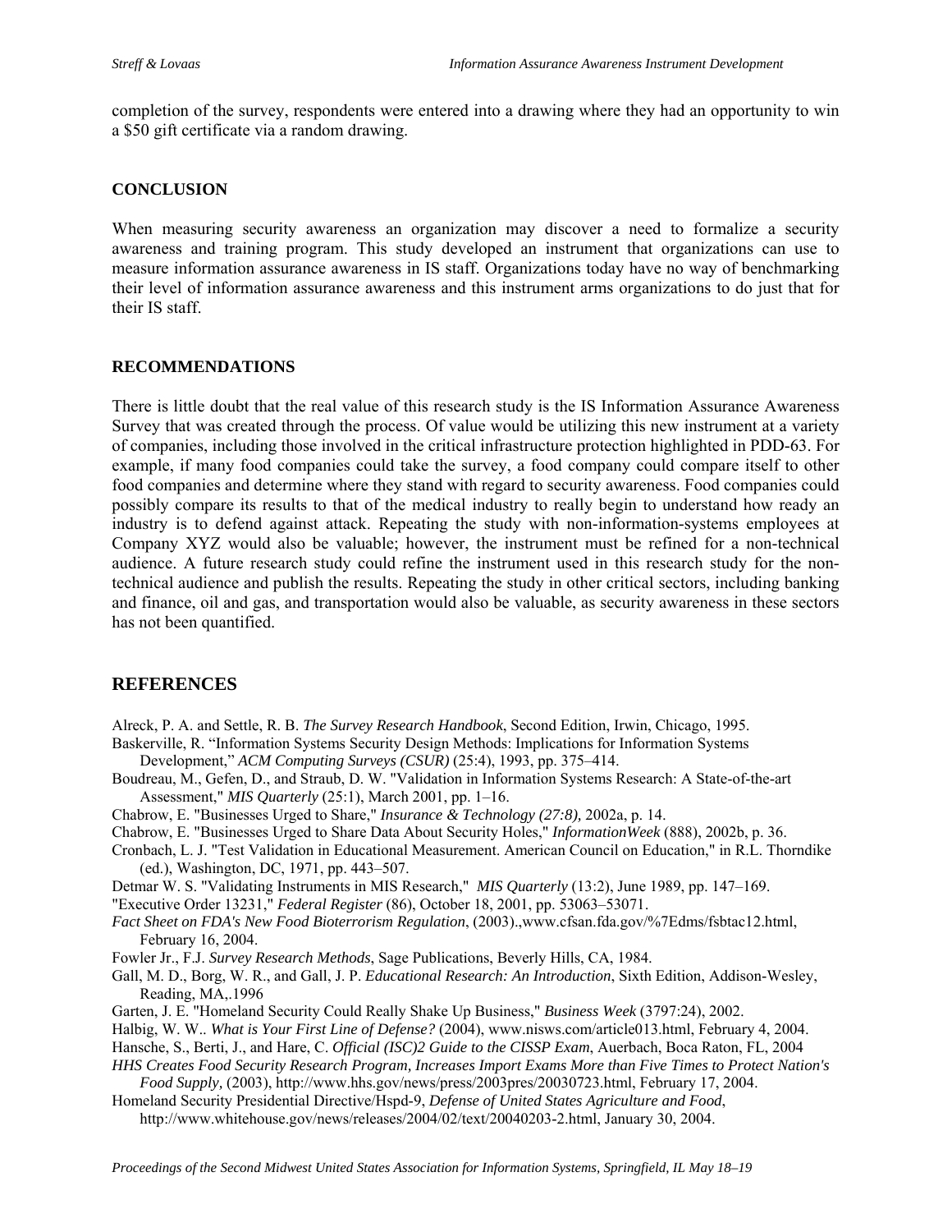completion of the survey, respondents were entered into a drawing where they had an opportunity to win a $50 gift certificate via a random drawing.

### CONCLUSION

When measuring security awareness an organization may discover a need to formalize a security awareness and training program. This study developed an instrument that organizations can use to measure information assurance awareness in IS staff. Organizations today have no way of benchmarking their level of information assurance awareness and this instrument arms organizations to do just that for their IS staff.

### RECOMMENDATIONS

There is little doubt that the real value of this research study is the IS Information Assurance Awareness Survey that was created through the process. Of value would be utilizing this new instrument at a variety of companies, including those involved in the critical infrastructure protection highlighted in PDD-63. For example, if many food companies could take the survey, a food company could compare itself to other food companies and determine where they stand with regard to security awareness. Food companies could possibly compare its results to that of the medical industry to really begin to understand how ready an industry is to defend against attack. Repeating the study with non-information-systems employees at Company XYZ would also be valuable; however, the instrument must be refined for a non-technical audience. A future research study could refine the instrument used in this research study for the non-technical audience and publish the results. Repeating the study in other critical sectors, including banking and finance, oil and gas, and transportation would also be valuable, as security awareness in these sectors has not been quantified.

## REFERENCES

Alreck, P. A. and Settle, R. B. *The Survey Research Handbook*, Second Edition, Irwin, Chicago, 1995.

Baskerville, R. "Information Systems Security Design Methods: Implications for Information Systems Development," *ACM Computing Surveys (CSUR)* (25:4), 1993, pp. 375–414.

Boudreau, M., Gefen, D., and Straub, D. W. "Validation in Information Systems Research: A State-of-the-art Assessment," *MIS Quarterly* (25:1), March 2001, pp. 1–16.

Chabrow, E. "Businesses Urged to Share," *Insurance & Technology (27:8),* 2002a, p. 14.

Chabrow, E. "Businesses Urged to Share Data About Security Holes," *InformationWeek* (888), 2002b, p. 36.

Cronbach, L. J. "Test Validation in Educational Measurement. American Council on Education," in R.L. Thorndike (ed.), Washington, DC, 1971, pp. 443–507.

Detmar W. S. "Validating Instruments in MIS Research," *MIS Quarterly* (13:2), June 1989, pp. 147–169.

"Executive Order 13231," *Federal Register* (86), October 18, 2001, pp. 53063–53071.

*Fact Sheet on FDA's New Food Bioterrorism Regulation*, (2003).,www.cfsan.fda.gov/%7Edms/fsbtac12.html, February 16, 2004.

Fowler Jr., F.J. *Survey Research Methods*, Sage Publications, Beverly Hills, CA, 1984.

Gall, M. D., Borg, W. R., and Gall, J. P. *Educational Research: An Introduction*, Sixth Edition, Addison-Wesley, Reading, MA,.1996

Garten, J. E. "Homeland Security Could Really Shake Up Business," *Business Week* (3797:24), 2002.

Halbig, W. W.. *What is Your First Line of Defense?* (2004), www.nisws.com/article013.html, February 4, 2004.

Hansche, S., Berti, J., and Hare, C. *Official (ISC)2 Guide to the CISSP Exam*, Auerbach, Boca Raton, FL, 2004

*HHS Creates Food Security Research Program, Increases Import Exams More than Five Times to Protect Nation's Food Supply,* (2003), http://www.hhs.gov/news/press/2003pres/20030723.html, February 17, 2004.

Homeland Security Presidential Directive/Hspd-9, *Defense of United States Agriculture and Food*, http://www.whitehouse.gov/news/releases/2004/02/text/20040203-2.html, January 30, 2004.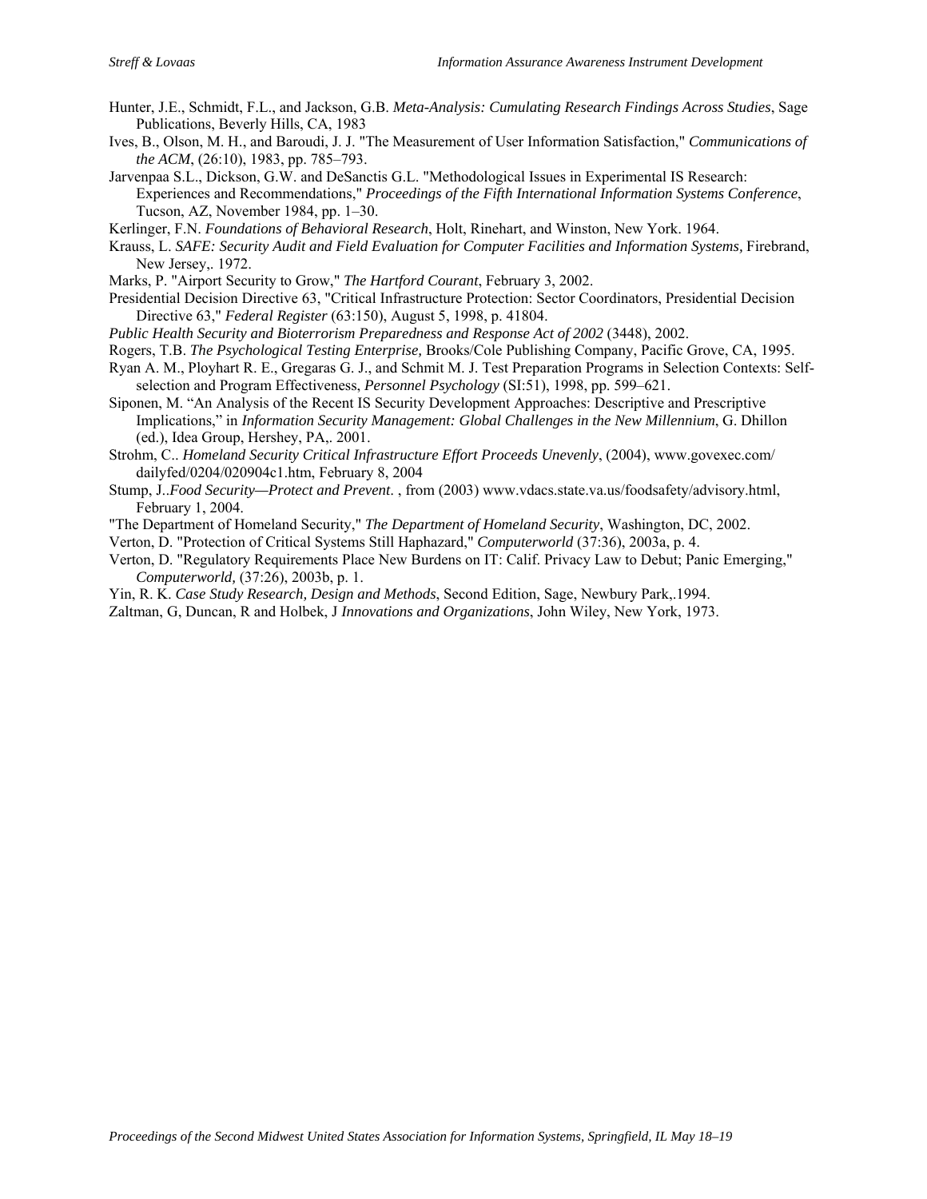Hunter, J.E., Schmidt, F.L., and Jackson, G.B. *Meta-Analysis: Cumulating Research Findings Across Studies*, Sage Publications, Beverly Hills, CA, 1983

Ives, B., Olson, M. H., and Baroudi, J. J. "The Measurement of User Information Satisfaction," *Communications of the ACM*, (26:10), 1983, pp. 785–793.

Jarvenpaa S.L., Dickson, G.W. and DeSanctis G.L. "Methodological Issues in Experimental IS Research: Experiences and Recommendations," *Proceedings of the Fifth International Information Systems Conference*, Tucson, AZ, November 1984, pp. 1–30.

Kerlinger, F.N. *Foundations of Behavioral Research*, Holt, Rinehart, and Winston, New York. 1964.

Krauss, L. *SAFE: Security Audit and Field Evaluation for Computer Facilities and Information Systems,* Firebrand, New Jersey,. 1972.

Marks, P. "Airport Security to Grow," *The Hartford Courant*, February 3, 2002.

Presidential Decision Directive 63, "Critical Infrastructure Protection: Sector Coordinators, Presidential Decision Directive 63," *Federal Register* (63:150), August 5, 1998, p. 41804.

*Public Health Security and Bioterrorism Preparedness and Response Act of 2002* (3448), 2002.

Rogers, T.B. *The Psychological Testing Enterprise,* Brooks/Cole Publishing Company, Pacific Grove, CA, 1995.

Ryan A. M., Ployhart R. E., Gregaras G. J., and Schmit M. J. Test Preparation Programs in Selection Contexts: Self-selection and Program Effectiveness, *Personnel Psychology* (SI:51), 1998, pp. 599–621.

Siponen, M. "An Analysis of the Recent IS Security Development Approaches: Descriptive and Prescriptive Implications," in *Information Security Management: Global Challenges in the New Millennium*, G. Dhillon (ed.), Idea Group, Hershey, PA,. 2001.

Strohm, C.. *Homeland Security Critical Infrastructure Effort Proceeds Unevenly*, (2004), www.govexec.com/dailyfed/0204/020904c1.htm, February 8, 2004

Stump, J..*Food Security—Protect and Prevent*. , from (2003) www.vdacs.state.va.us/foodsafety/advisory.html, February 1, 2004.

"The Department of Homeland Security," *The Department of Homeland Security*, Washington, DC, 2002.

Verton, D. "Protection of Critical Systems Still Haphazard," *Computerworld* (37:36), 2003a, p. 4.

Verton, D. "Regulatory Requirements Place New Burdens on IT: Calif. Privacy Law to Debut; Panic Emerging," *Computerworld,* (37:26), 2003b, p. 1.

Yin, R. K. *Case Study Research, Design and Methods*, Second Edition, Sage, Newbury Park,.1994.

Zaltman, G, Duncan, R and Holbek, J *Innovations and Organizations*, John Wiley, New York, 1973.